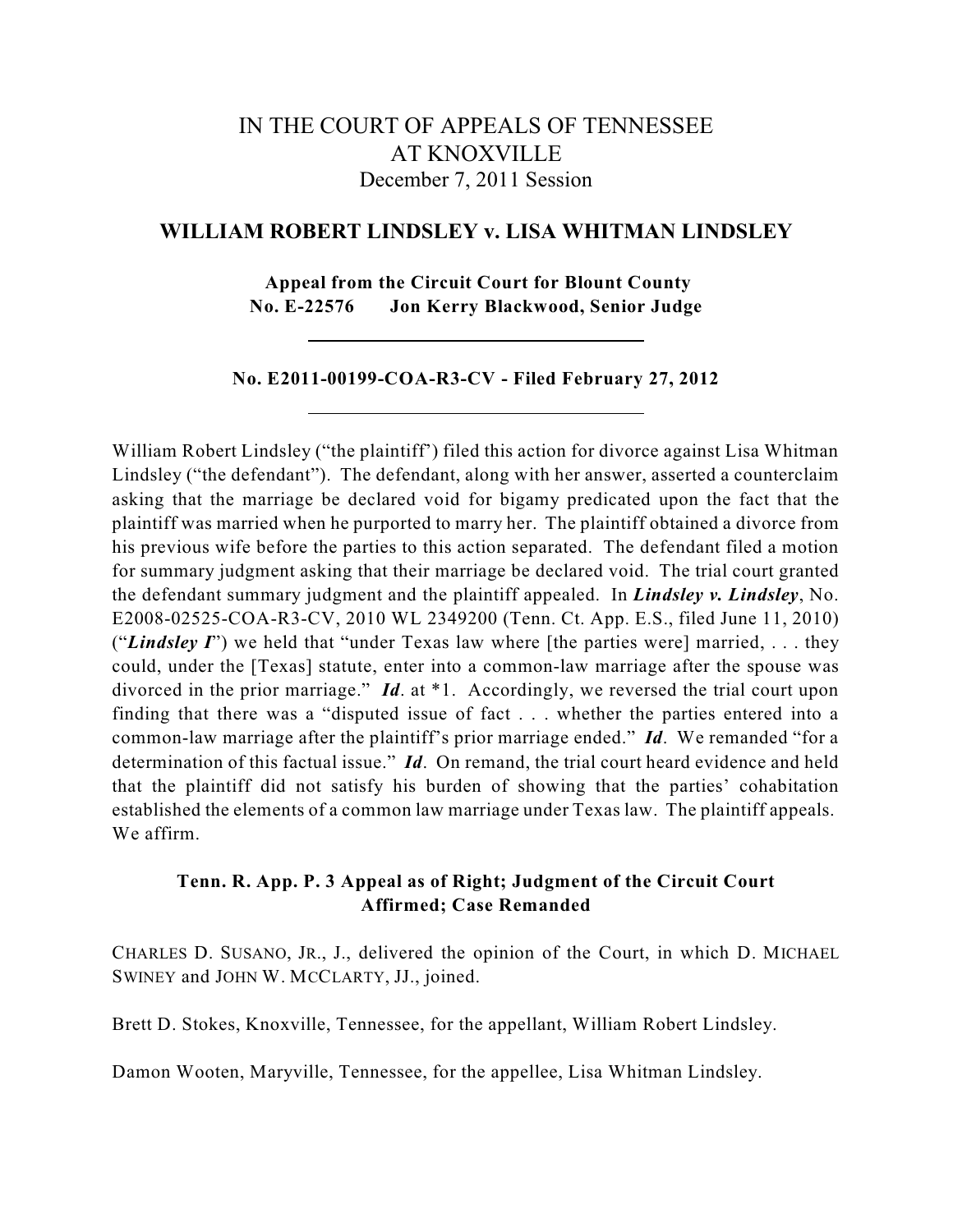# IN THE COURT OF APPEALS OF TENNESSEE
# AT KNOXVILLE

December 7, 2011 Session

## WILLIAM ROBERT LINDSLEY v. LISA WHITMAN LINDSLEY

**Appeal from the Circuit Court for Blount County**
**No. E-22576 Jon Kerry Blackwood, Senior Judge**

---

**No. E2011-00199-COA-R3-CV - Filed February 27, 2012**

---

William Robert Lindsley ("the plaintiff") filed this action for divorce against Lisa Whitman Lindsley ("the defendant"). The defendant, along with her answer, asserted a counterclaim asking that the marriage be declared void for bigamy predicated upon the fact that the plaintiff was married when he purported to marry her. The plaintiff obtained a divorce from his previous wife before the parties to this action separated. The defendant filed a motion for summary judgment asking that their marriage be declared void. The trial court granted the defendant summary judgment and the plaintiff appealed. In ***Lindsley v. Lindsley***, No. E2008-02525-COA-R3-CV, 2010 WL 2349200 (Tenn. Ct. App. E.S., filed June 11, 2010) ("***Lindsley I***") we held that "under Texas law where [the parties were] married, . . . they could, under the [Texas] statute, enter into a common-law marriage after the spouse was divorced in the prior marriage." ***Id***. at *1. Accordingly, we reversed the trial court upon finding that there was a "disputed issue of fact . . . whether the parties entered into a common-law marriage after the plaintiff's prior marriage ended." ***Id***. We remanded "for a determination of this factual issue." ***Id***. On remand, the trial court heard evidence and held that the plaintiff did not satisfy his burden of showing that the parties' cohabitation established the elements of a common law marriage under Texas law. The plaintiff appeals. We affirm.

**Tenn. R. App. P. 3 Appeal as of Right; Judgment of the Circuit Court Affirmed; Case Remanded**

CHARLES D. SUSANO, JR., J., delivered the opinion of the Court, in which D. MICHAEL SWINEY and JOHN W. MCCLARTY, JJ., joined.

Brett D. Stokes, Knoxville, Tennessee, for the appellant, William Robert Lindsley.

Damon Wooten, Maryville, Tennessee, for the appellee, Lisa Whitman Lindsley.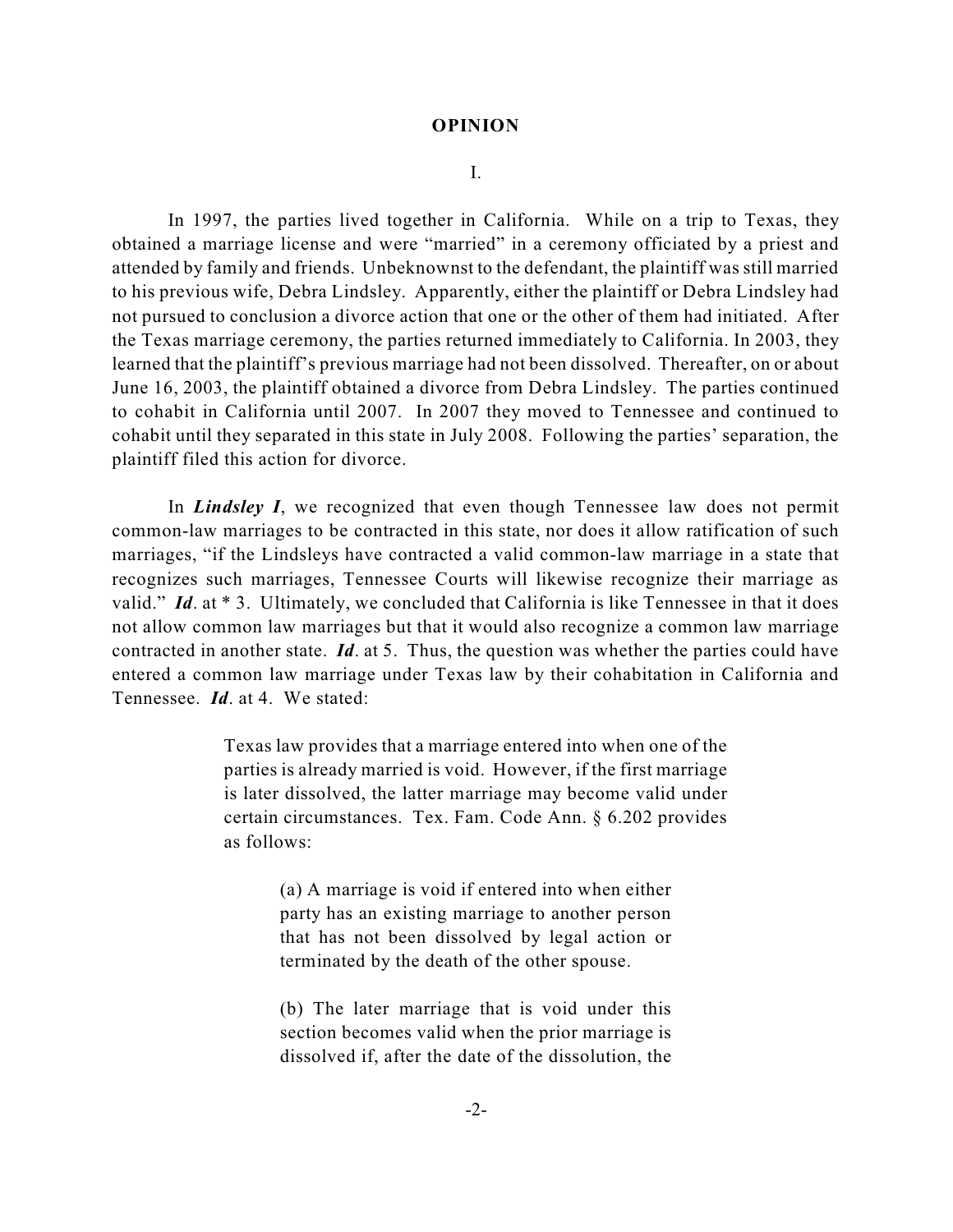## OPINION

I.

In 1997, the parties lived together in California. While on a trip to Texas, they obtained a marriage license and were "married" in a ceremony officiated by a priest and attended by family and friends. Unbeknownst to the defendant, the plaintiff was still married to his previous wife, Debra Lindsley. Apparently, either the plaintiff or Debra Lindsley had not pursued to conclusion a divorce action that one or the other of them had initiated. After the Texas marriage ceremony, the parties returned immediately to California. In 2003, they learned that the plaintiff's previous marriage had not been dissolved. Thereafter, on or about June 16, 2003, the plaintiff obtained a divorce from Debra Lindsley. The parties continued to cohabit in California until 2007. In 2007 they moved to Tennessee and continued to cohabit until they separated in this state in July 2008. Following the parties' separation, the plaintiff filed this action for divorce.

In ***Lindsley I***, we recognized that even though Tennessee law does not permit common-law marriages to be contracted in this state, nor does it allow ratification of such marriages, "if the Lindsleys have contracted a valid common-law marriage in a state that recognizes such marriages, Tennessee Courts will likewise recognize their marriage as valid." ***Id***. at * 3. Ultimately, we concluded that California is like Tennessee in that it does not allow common law marriages but that it would also recognize a common law marriage contracted in another state. ***Id***. at 5. Thus, the question was whether the parties could have entered a common law marriage under Texas law by their cohabitation in California and Tennessee. ***Id***. at 4. We stated:

> Texas law provides that a marriage entered into when one of the parties is already married is void. However, if the first marriage is later dissolved, the latter marriage may become valid under certain circumstances. Tex. Fam. Code Ann. § 6.202 provides as follows:
>
> > (a) A marriage is void if entered into when either party has an existing marriage to another person that has not been dissolved by legal action or terminated by the death of the other spouse.
> >
> > (b) The later marriage that is void under this section becomes valid when the prior marriage is dissolved if, after the date of the dissolution, the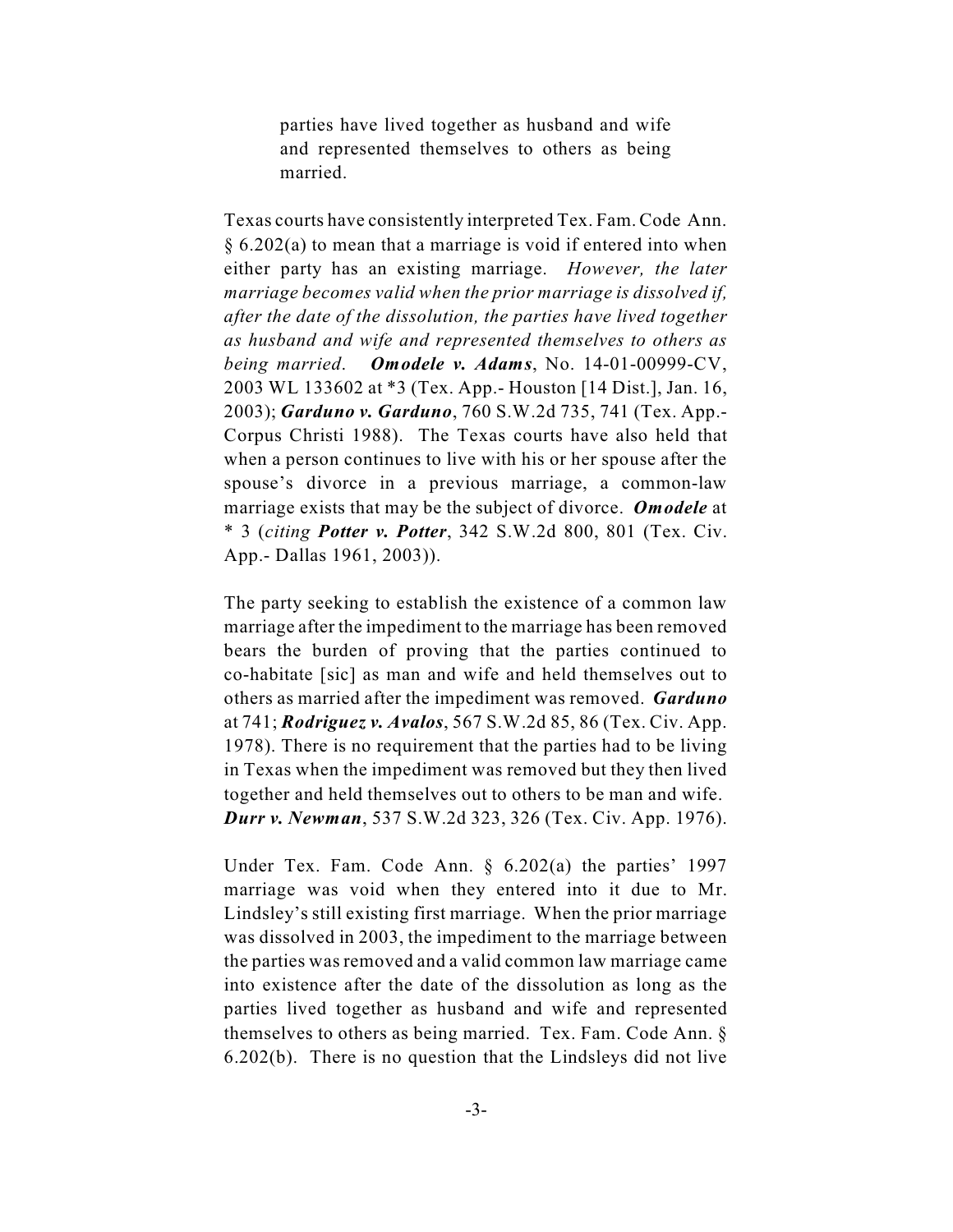> parties have lived together as husband and wife and represented themselves to others as being married.

Texas courts have consistently interpreted Tex. Fam. Code Ann. § 6.202(a) to mean that a marriage is void if entered into when either party has an existing marriage. *However, the later marriage becomes valid when the prior marriage is dissolved if, after the date of the dissolution, the parties have lived together as husband and wife and represented themselves to others as being married*. ***Omodele v. Adams***, No. 14-01-00999-CV, 2003 WL 133602 at *3 (Tex. App.- Houston [14 Dist.], Jan. 16, 2003); ***Garduno v. Garduno***, 760 S.W.2d 735, 741 (Tex. App.- Corpus Christi 1988). The Texas courts have also held that when a person continues to live with his or her spouse after the spouse's divorce in a previous marriage, a common-law marriage exists that may be the subject of divorce. ***Omodele*** at * 3 (*citing* ***Potter v. Potter***, 342 S.W.2d 800, 801 (Tex. Civ. App.- Dallas 1961, 2003)).

The party seeking to establish the existence of a common law marriage after the impediment to the marriage has been removed bears the burden of proving that the parties continued to co-habitate [sic] as man and wife and held themselves out to others as married after the impediment was removed. ***Garduno*** at 741; ***Rodriguez v. Avalos***, 567 S.W.2d 85, 86 (Tex. Civ. App. 1978). There is no requirement that the parties had to be living in Texas when the impediment was removed but they then lived together and held themselves out to others to be man and wife. ***Durr v. Newman***, 537 S.W.2d 323, 326 (Tex. Civ. App. 1976).

Under Tex. Fam. Code Ann. § 6.202(a) the parties' 1997 marriage was void when they entered into it due to Mr. Lindsley's still existing first marriage. When the prior marriage was dissolved in 2003, the impediment to the marriage between the parties was removed and a valid common law marriage came into existence after the date of the dissolution as long as the parties lived together as husband and wife and represented themselves to others as being married. Tex. Fam. Code Ann. § 6.202(b). There is no question that the Lindsleys did not live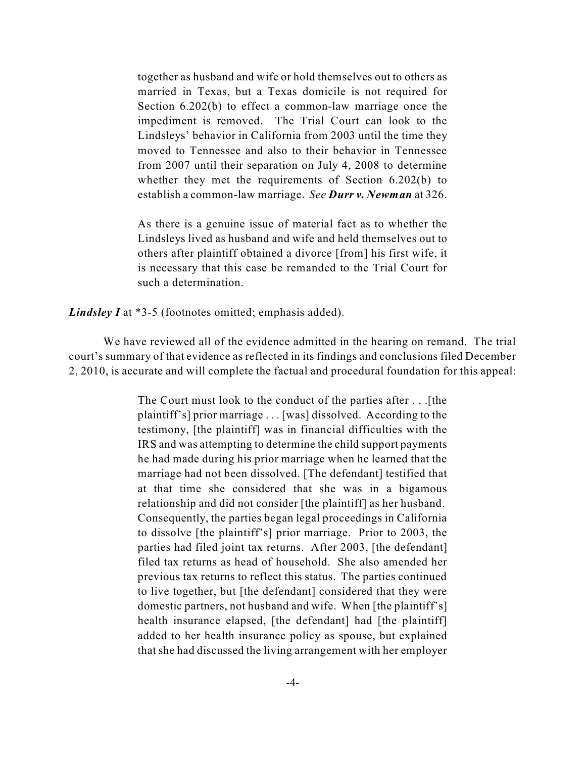> together as husband and wife or hold themselves out to others as married in Texas, but a Texas domicile is not required for Section 6.202(b) to effect a common-law marriage once the impediment is removed. The Trial Court can look to the Lindsleys' behavior in California from 2003 until the time they moved to Tennessee and also to their behavior in Tennessee from 2007 until their separation on July 4, 2008 to determine whether they met the requirements of Section 6.202(b) to establish a common-law marriage. *See* ***Durr v. Newman*** at 326.
>
> As there is a genuine issue of material fact as to whether the Lindsleys lived as husband and wife and held themselves out to others after plaintiff obtained a divorce [from] his first wife, it is necessary that this case be remanded to the Trial Court for such a determination.

***Lindsley I*** at *3-5 (footnotes omitted; emphasis added).

We have reviewed all of the evidence admitted in the hearing on remand. The trial court's summary of that evidence as reflected in its findings and conclusions filed December 2, 2010, is accurate and will complete the factual and procedural foundation for this appeal:

> The Court must look to the conduct of the parties after . . .[the plaintiff's] prior marriage . . . [was] dissolved. According to the testimony, [the plaintiff] was in financial difficulties with the IRS and was attempting to determine the child support payments he had made during his prior marriage when he learned that the marriage had not been dissolved. [The defendant] testified that at that time she considered that she was in a bigamous relationship and did not consider [the plaintiff] as her husband. Consequently, the parties began legal proceedings in California to dissolve [the plaintiff's] prior marriage. Prior to 2003, the parties had filed joint tax returns. After 2003, [the defendant] filed tax returns as head of household. She also amended her previous tax returns to reflect this status. The parties continued to live together, but [the defendant] considered that they were domestic partners, not husband and wife. When [the plaintiff's] health insurance elapsed, [the defendant] had [the plaintiff] added to her health insurance policy as spouse, but explained that she had discussed the living arrangement with her employer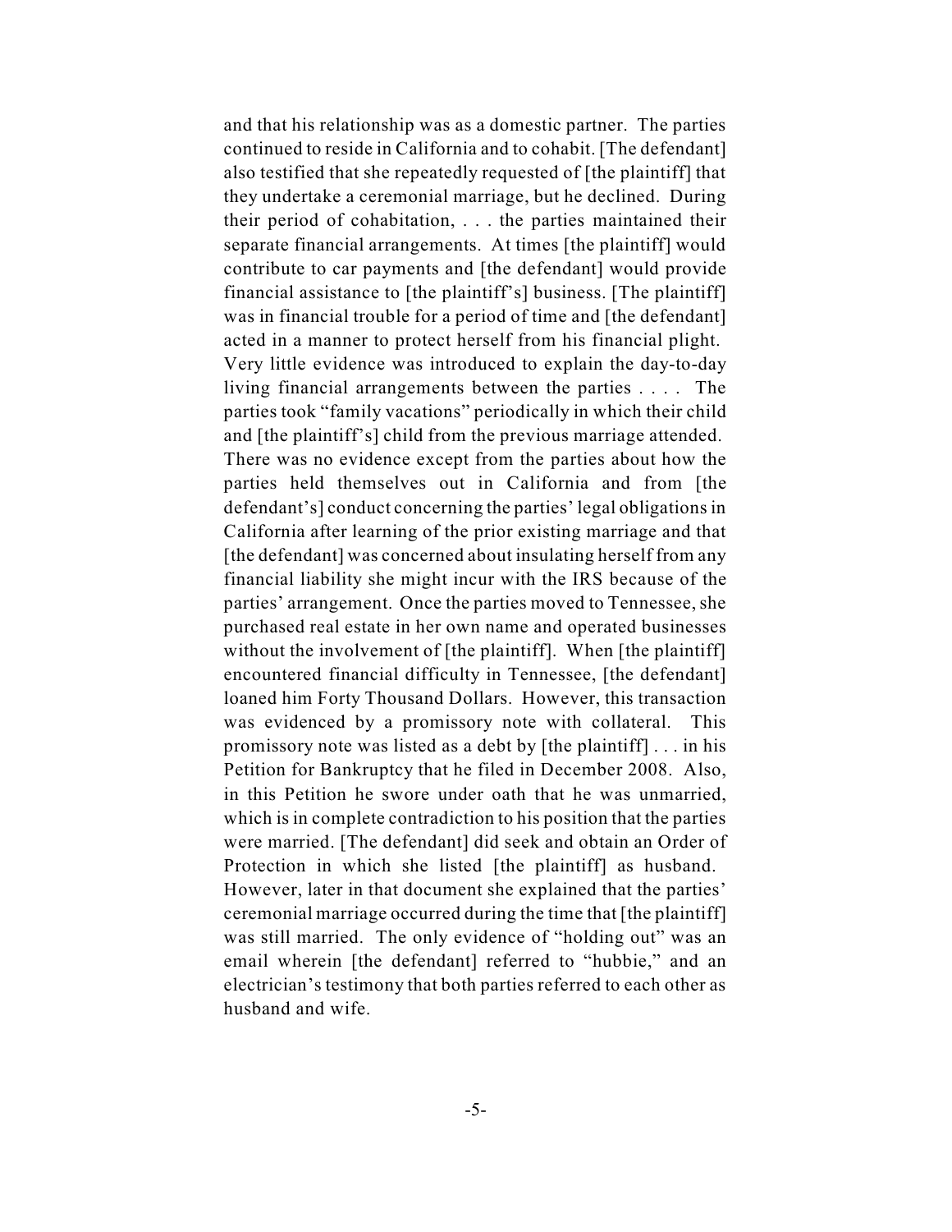and that his relationship was as a domestic partner. The parties continued to reside in California and to cohabit. [The defendant] also testified that she repeatedly requested of [the plaintiff] that they undertake a ceremonial marriage, but he declined. During their period of cohabitation, . . . the parties maintained their separate financial arrangements. At times [the plaintiff] would contribute to car payments and [the defendant] would provide financial assistance to [the plaintiff's] business. [The plaintiff] was in financial trouble for a period of time and [the defendant] acted in a manner to protect herself from his financial plight. Very little evidence was introduced to explain the day-to-day living financial arrangements between the parties . . . . The parties took "family vacations" periodically in which their child and [the plaintiff's] child from the previous marriage attended. There was no evidence except from the parties about how the parties held themselves out in California and from [the defendant's] conduct concerning the parties' legal obligations in California after learning of the prior existing marriage and that [the defendant] was concerned about insulating herself from any financial liability she might incur with the IRS because of the parties' arrangement. Once the parties moved to Tennessee, she purchased real estate in her own name and operated businesses without the involvement of [the plaintiff]. When [the plaintiff] encountered financial difficulty in Tennessee, [the defendant] loaned him Forty Thousand Dollars. However, this transaction was evidenced by a promissory note with collateral. This promissory note was listed as a debt by [the plaintiff] . . . in his Petition for Bankruptcy that he filed in December 2008. Also, in this Petition he swore under oath that he was unmarried, which is in complete contradiction to his position that the parties were married. [The defendant] did seek and obtain an Order of Protection in which she listed [the plaintiff] as husband. However, later in that document she explained that the parties' ceremonial marriage occurred during the time that [the plaintiff] was still married. The only evidence of "holding out" was an email wherein [the defendant] referred to "hubbie," and an electrician's testimony that both parties referred to each other as husband and wife.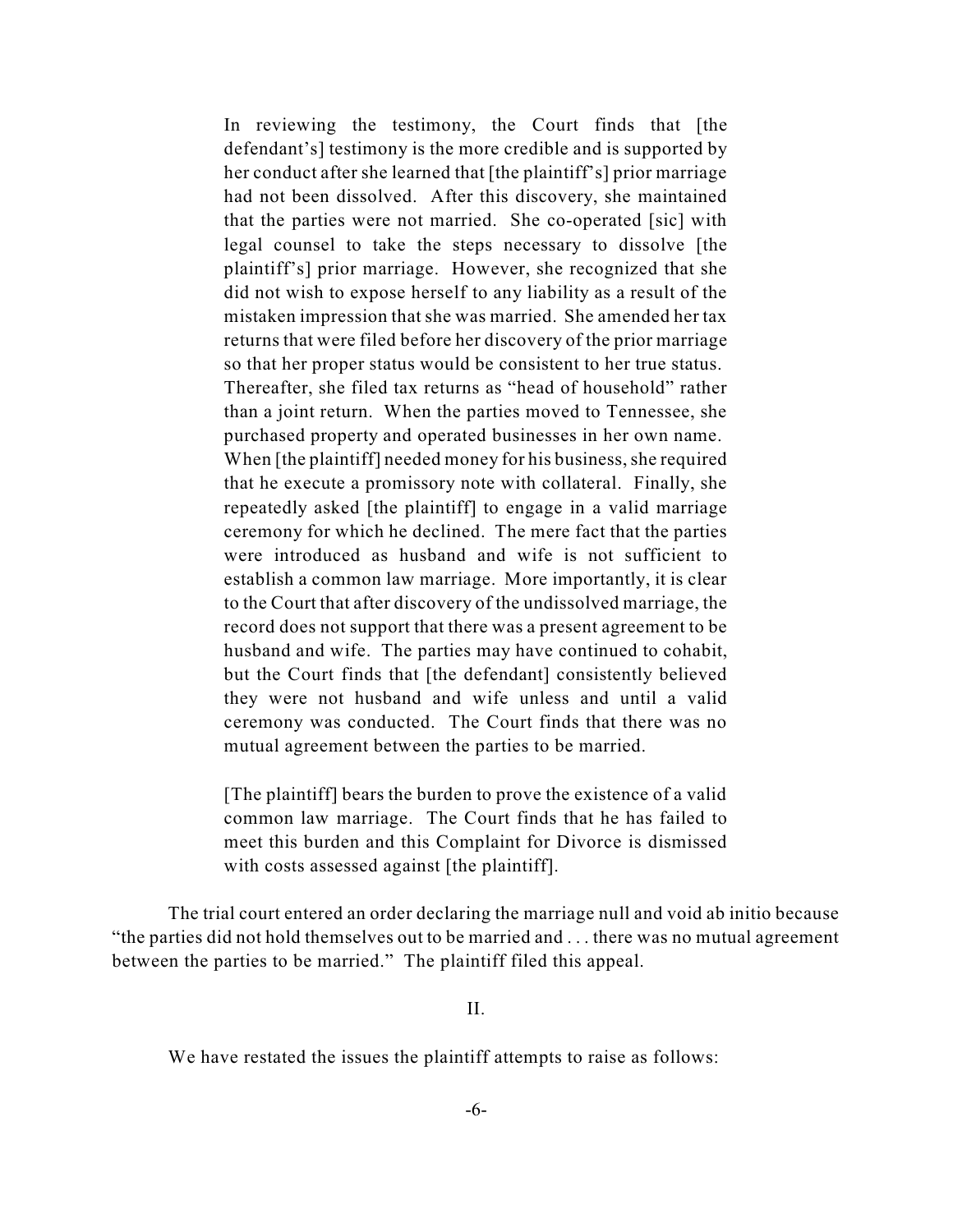> In reviewing the testimony, the Court finds that [the defendant's] testimony is the more credible and is supported by her conduct after she learned that [the plaintiff's] prior marriage had not been dissolved. After this discovery, she maintained that the parties were not married. She co-operated [sic] with legal counsel to take the steps necessary to dissolve [the plaintiff's] prior marriage. However, she recognized that she did not wish to expose herself to any liability as a result of the mistaken impression that she was married. She amended her tax returns that were filed before her discovery of the prior marriage so that her proper status would be consistent to her true status. Thereafter, she filed tax returns as "head of household" rather than a joint return. When the parties moved to Tennessee, she purchased property and operated businesses in her own name. When [the plaintiff] needed money for his business, she required that he execute a promissory note with collateral. Finally, she repeatedly asked [the plaintiff] to engage in a valid marriage ceremony for which he declined. The mere fact that the parties were introduced as husband and wife is not sufficient to establish a common law marriage. More importantly, it is clear to the Court that after discovery of the undissolved marriage, the record does not support that there was a present agreement to be husband and wife. The parties may have continued to cohabit, but the Court finds that [the defendant] consistently believed they were not husband and wife unless and until a valid ceremony was conducted. The Court finds that there was no mutual agreement between the parties to be married.
>
> [The plaintiff] bears the burden to prove the existence of a valid common law marriage. The Court finds that he has failed to meet this burden and this Complaint for Divorce is dismissed with costs assessed against [the plaintiff].

The trial court entered an order declaring the marriage null and void ab initio because "the parties did not hold themselves out to be married and . . . there was no mutual agreement between the parties to be married." The plaintiff filed this appeal.

## II.

We have restated the issues the plaintiff attempts to raise as follows: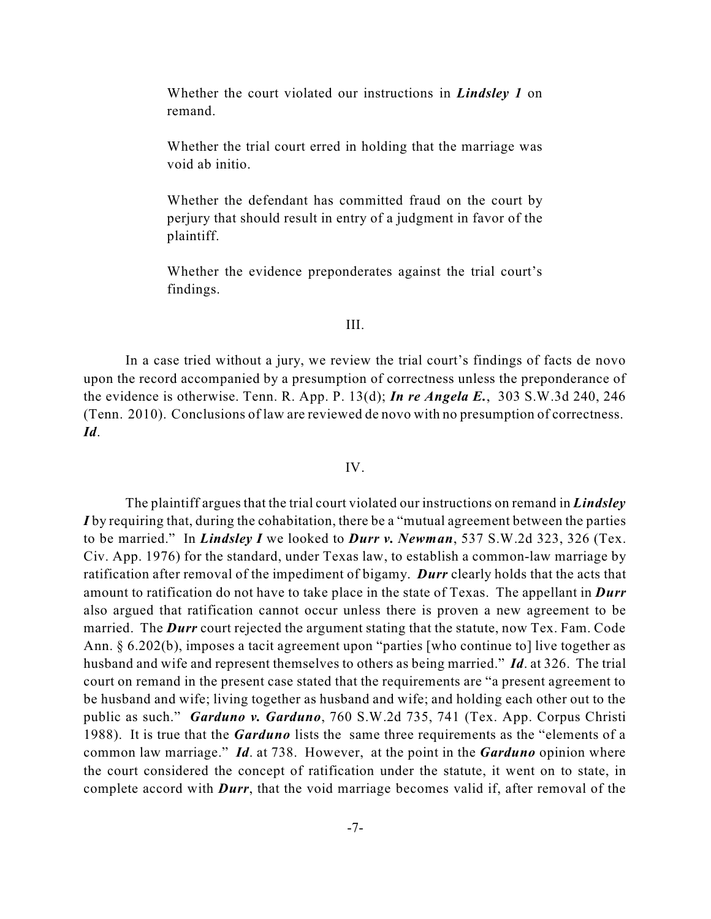> Whether the court violated our instructions in ***Lindsley 1*** on remand.
>
> Whether the trial court erred in holding that the marriage was void ab initio.
>
> Whether the defendant has committed fraud on the court by perjury that should result in entry of a judgment in favor of the plaintiff.
>
> Whether the evidence preponderates against the trial court's findings.

III.

In a case tried without a jury, we review the trial court's findings of facts de novo upon the record accompanied by a presumption of correctness unless the preponderance of the evidence is otherwise. Tenn. R. App. P. 13(d); ***In re Angela E.***, 303 S.W.3d 240, 246 (Tenn. 2010). Conclusions of law are reviewed de novo with no presumption of correctness. ***Id***.

IV.

The plaintiff argues that the trial court violated our instructions on remand in ***Lindsley I*** by requiring that, during the cohabitation, there be a "mutual agreement between the parties to be married." In ***Lindsley I*** we looked to ***Durr v. Newman***, 537 S.W.2d 323, 326 (Tex. Civ. App. 1976) for the standard, under Texas law, to establish a common-law marriage by ratification after removal of the impediment of bigamy. ***Durr*** clearly holds that the acts that amount to ratification do not have to take place in the state of Texas. The appellant in ***Durr*** also argued that ratification cannot occur unless there is proven a new agreement to be married. The ***Durr*** court rejected the argument stating that the statute, now Tex. Fam. Code Ann. § 6.202(b), imposes a tacit agreement upon "parties [who continue to] live together as husband and wife and represent themselves to others as being married." ***Id***. at 326. The trial court on remand in the present case stated that the requirements are "a present agreement to be husband and wife; living together as husband and wife; and holding each other out to the public as such." ***Garduno v. Garduno***, 760 S.W.2d 735, 741 (Tex. App. Corpus Christi 1988). It is true that the ***Garduno*** lists the same three requirements as the "elements of a common law marriage." ***Id***. at 738. However, at the point in the ***Garduno*** opinion where the court considered the concept of ratification under the statute, it went on to state, in complete accord with ***Durr***, that the void marriage becomes valid if, after removal of the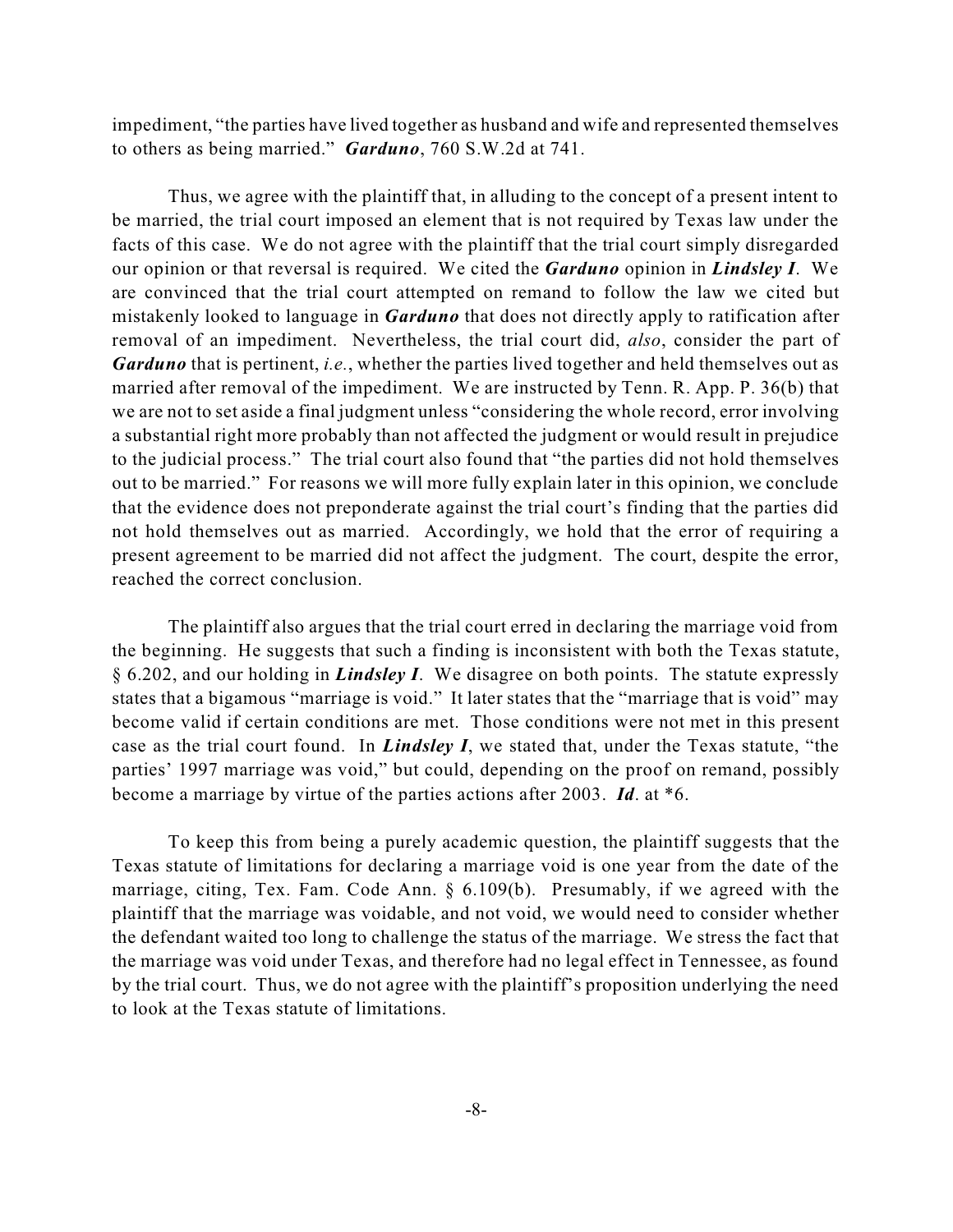impediment, "the parties have lived together as husband and wife and represented themselves to others as being married." ***Garduno***, 760 S.W.2d at 741.

Thus, we agree with the plaintiff that, in alluding to the concept of a present intent to be married, the trial court imposed an element that is not required by Texas law under the facts of this case. We do not agree with the plaintiff that the trial court simply disregarded our opinion or that reversal is required. We cited the ***Garduno*** opinion in ***Lindsley I***. We are convinced that the trial court attempted on remand to follow the law we cited but mistakenly looked to language in ***Garduno*** that does not directly apply to ratification after removal of an impediment. Nevertheless, the trial court did, *also*, consider the part of ***Garduno*** that is pertinent, *i.e.*, whether the parties lived together and held themselves out as married after removal of the impediment. We are instructed by Tenn. R. App. P. 36(b) that we are not to set aside a final judgment unless "considering the whole record, error involving a substantial right more probably than not affected the judgment or would result in prejudice to the judicial process." The trial court also found that "the parties did not hold themselves out to be married." For reasons we will more fully explain later in this opinion, we conclude that the evidence does not preponderate against the trial court's finding that the parties did not hold themselves out as married. Accordingly, we hold that the error of requiring a present agreement to be married did not affect the judgment. The court, despite the error, reached the correct conclusion.

The plaintiff also argues that the trial court erred in declaring the marriage void from the beginning. He suggests that such a finding is inconsistent with both the Texas statute, § 6.202, and our holding in ***Lindsley I***. We disagree on both points. The statute expressly states that a bigamous "marriage is void." It later states that the "marriage that is void" may become valid if certain conditions are met. Those conditions were not met in this present case as the trial court found. In ***Lindsley I***, we stated that, under the Texas statute, "the parties' 1997 marriage was void," but could, depending on the proof on remand, possibly become a marriage by virtue of the parties actions after 2003. ***Id***. at *6.

To keep this from being a purely academic question, the plaintiff suggests that the Texas statute of limitations for declaring a marriage void is one year from the date of the marriage, citing, Tex. Fam. Code Ann. § 6.109(b). Presumably, if we agreed with the plaintiff that the marriage was voidable, and not void, we would need to consider whether the defendant waited too long to challenge the status of the marriage. We stress the fact that the marriage was void under Texas, and therefore had no legal effect in Tennessee, as found by the trial court. Thus, we do not agree with the plaintiff's proposition underlying the need to look at the Texas statute of limitations.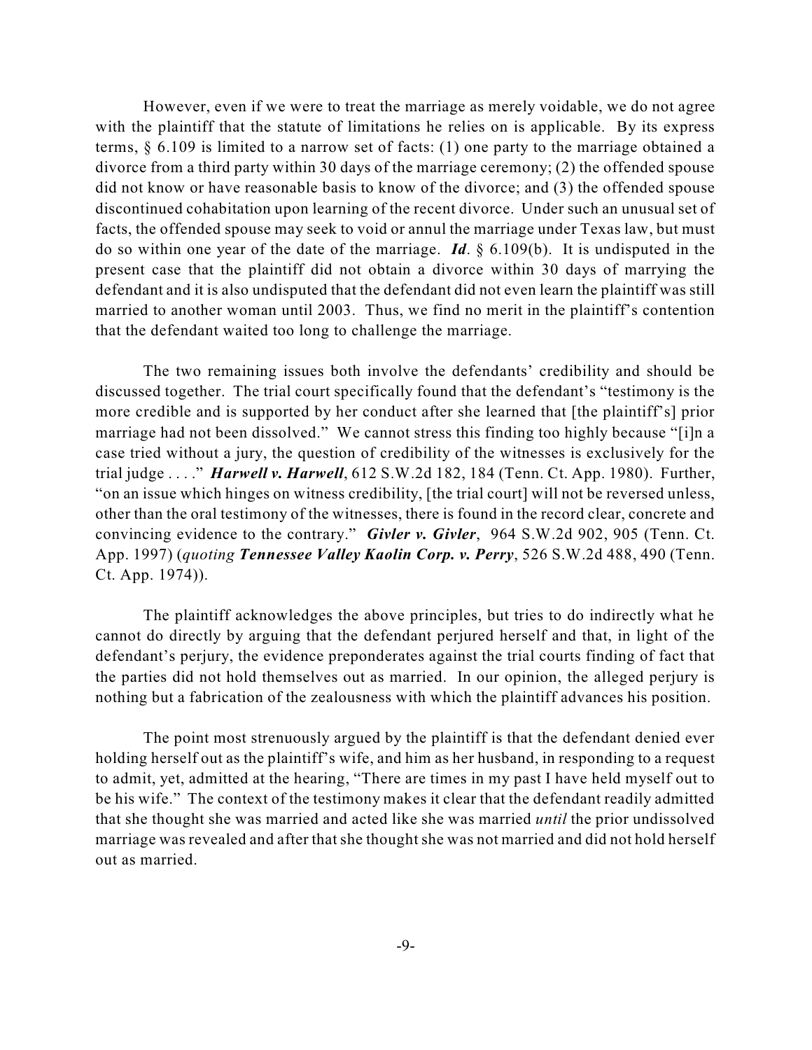However, even if we were to treat the marriage as merely voidable, we do not agree with the plaintiff that the statute of limitations he relies on is applicable. By its express terms, § 6.109 is limited to a narrow set of facts: (1) one party to the marriage obtained a divorce from a third party within 30 days of the marriage ceremony; (2) the offended spouse did not know or have reasonable basis to know of the divorce; and (3) the offended spouse discontinued cohabitation upon learning of the recent divorce. Under such an unusual set of facts, the offended spouse may seek to void or annul the marriage under Texas law, but must do so within one year of the date of the marriage. ***Id***. § 6.109(b). It is undisputed in the present case that the plaintiff did not obtain a divorce within 30 days of marrying the defendant and it is also undisputed that the defendant did not even learn the plaintiff was still married to another woman until 2003. Thus, we find no merit in the plaintiff's contention that the defendant waited too long to challenge the marriage.

The two remaining issues both involve the defendants' credibility and should be discussed together. The trial court specifically found that the defendant's "testimony is the more credible and is supported by her conduct after she learned that [the plaintiff's] prior marriage had not been dissolved." We cannot stress this finding too highly because "[i]n a case tried without a jury, the question of credibility of the witnesses is exclusively for the trial judge . . . ." ***Harwell v. Harwell***, 612 S.W.2d 182, 184 (Tenn. Ct. App. 1980). Further, "on an issue which hinges on witness credibility, [the trial court] will not be reversed unless, other than the oral testimony of the witnesses, there is found in the record clear, concrete and convincing evidence to the contrary." ***Givler v. Givler***, 964 S.W.2d 902, 905 (Tenn. Ct. App. 1997) (*quoting* ***Tennessee Valley Kaolin Corp. v. Perry***, 526 S.W.2d 488, 490 (Tenn. Ct. App. 1974)).

The plaintiff acknowledges the above principles, but tries to do indirectly what he cannot do directly by arguing that the defendant perjured herself and that, in light of the defendant's perjury, the evidence preponderates against the trial courts finding of fact that the parties did not hold themselves out as married. In our opinion, the alleged perjury is nothing but a fabrication of the zealousness with which the plaintiff advances his position.

The point most strenuously argued by the plaintiff is that the defendant denied ever holding herself out as the plaintiff's wife, and him as her husband, in responding to a request to admit, yet, admitted at the hearing, "There are times in my past I have held myself out to be his wife." The context of the testimony makes it clear that the defendant readily admitted that she thought she was married and acted like she was married *until* the prior undissolved marriage was revealed and after that she thought she was not married and did not hold herself out as married.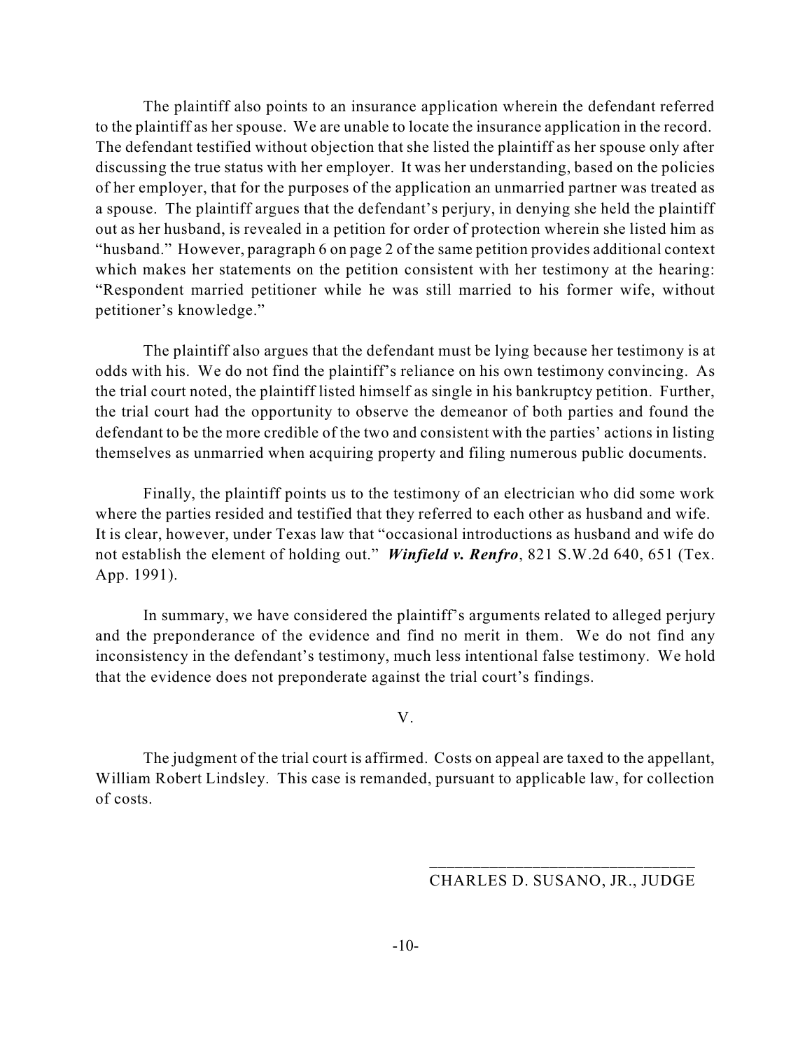The plaintiff also points to an insurance application wherein the defendant referred to the plaintiff as her spouse. We are unable to locate the insurance application in the record. The defendant testified without objection that she listed the plaintiff as her spouse only after discussing the true status with her employer. It was her understanding, based on the policies of her employer, that for the purposes of the application an unmarried partner was treated as a spouse. The plaintiff argues that the defendant's perjury, in denying she held the plaintiff out as her husband, is revealed in a petition for order of protection wherein she listed him as "husband." However, paragraph 6 on page 2 of the same petition provides additional context which makes her statements on the petition consistent with her testimony at the hearing: "Respondent married petitioner while he was still married to his former wife, without petitioner's knowledge."

The plaintiff also argues that the defendant must be lying because her testimony is at odds with his. We do not find the plaintiff's reliance on his own testimony convincing. As the trial court noted, the plaintiff listed himself as single in his bankruptcy petition. Further, the trial court had the opportunity to observe the demeanor of both parties and found the defendant to be the more credible of the two and consistent with the parties' actions in listing themselves as unmarried when acquiring property and filing numerous public documents.

Finally, the plaintiff points us to the testimony of an electrician who did some work where the parties resided and testified that they referred to each other as husband and wife. It is clear, however, under Texas law that "occasional introductions as husband and wife do not establish the element of holding out." ***Winfield v. Renfro***, 821 S.W.2d 640, 651 (Tex. App. 1991).

In summary, we have considered the plaintiff's arguments related to alleged perjury and the preponderance of the evidence and find no merit in them. We do not find any inconsistency in the defendant's testimony, much less intentional false testimony. We hold that the evidence does not preponderate against the trial court's findings.

## V.

The judgment of the trial court is affirmed. Costs on appeal are taxed to the appellant, William Robert Lindsley. This case is remanded, pursuant to applicable law, for collection of costs.

\_\_\_\_\_\_\_\_\_\_\_\_\_\_\_\_\_\_\_\_\_\_\_\_\_\_\_\_\_\_\_\_

CHARLES D. SUSANO, JR., JUDGE